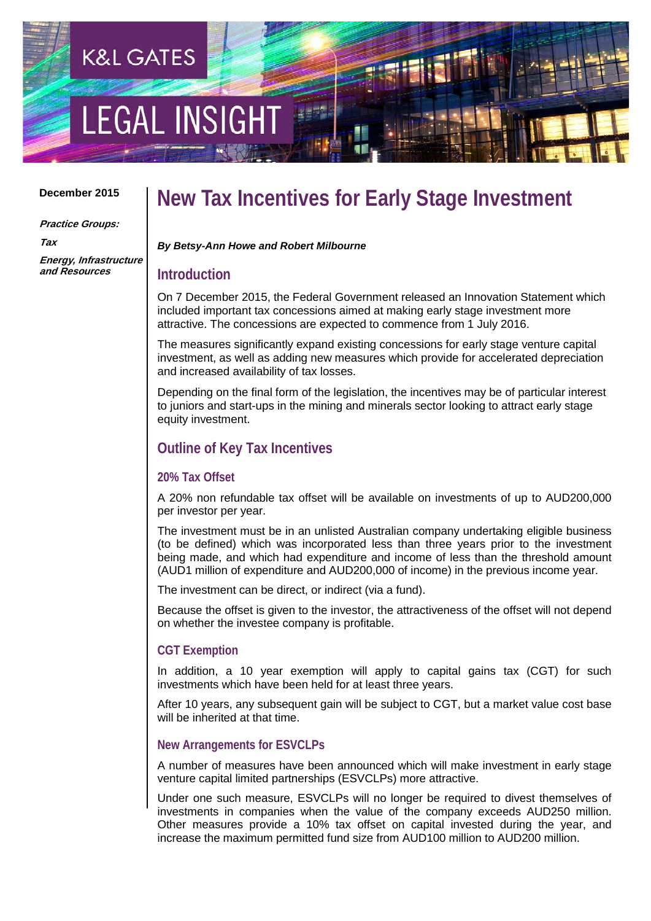K&L GATES

LEGAL INSIGHT

**December 2015**

***Practice Groups:***

***Tax***

***Energy, Infrastructure and Resources***

# New Tax Incentives for Early Stage Investment

***By Betsy-Ann Howe and Robert Milbourne***

## Introduction

On 7 December 2015, the Federal Government released an Innovation Statement which included important tax concessions aimed at making early stage investment more attractive. The concessions are expected to commence from 1 July 2016.

The measures significantly expand existing concessions for early stage venture capital investment, as well as adding new measures which provide for accelerated depreciation and increased availability of tax losses.

Depending on the final form of the legislation, the incentives may be of particular interest to juniors and start-ups in the mining and minerals sector looking to attract early stage equity investment.

## Outline of Key Tax Incentives

### 20% Tax Offset

A 20% non refundable tax offset will be available on investments of up to AUD200,000 per investor per year.

The investment must be in an unlisted Australian company undertaking eligible business (to be defined) which was incorporated less than three years prior to the investment being made, and which had expenditure and income of less than the threshold amount (AUD1 million of expenditure and AUD200,000 of income) in the previous income year.

The investment can be direct, or indirect (via a fund).

Because the offset is given to the investor, the attractiveness of the offset will not depend on whether the investee company is profitable.

### CGT Exemption

In addition, a 10 year exemption will apply to capital gains tax (CGT) for such investments which have been held for at least three years.

After 10 years, any subsequent gain will be subject to CGT, but a market value cost base will be inherited at that time.

### New Arrangements for ESVCLPs

A number of measures have been announced which will make investment in early stage venture capital limited partnerships (ESVCLPs) more attractive.

Under one such measure, ESVCLPs will no longer be required to divest themselves of investments in companies when the value of the company exceeds AUD250 million. Other measures provide a 10% tax offset on capital invested during the year, and increase the maximum permitted fund size from AUD100 million to AUD200 million.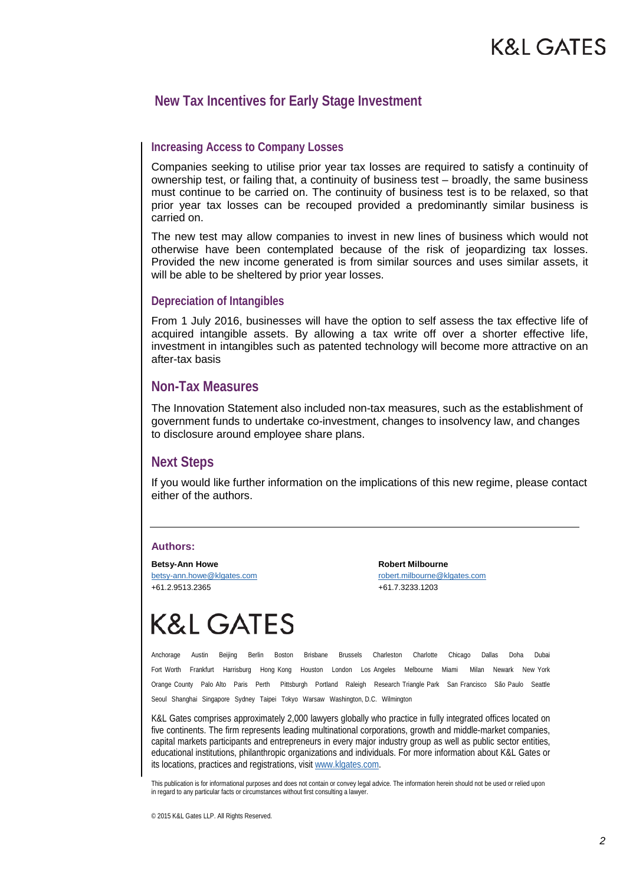## New Tax Incentives for Early Stage Investment

### Increasing Access to Company Losses

Companies seeking to utilise prior year tax losses are required to satisfy a continuity of ownership test, or failing that, a continuity of business test – broadly, the same business must continue to be carried on. The continuity of business test is to be relaxed, so that prior year tax losses can be recouped provided a predominantly similar business is carried on.

The new test may allow companies to invest in new lines of business which would not otherwise have been contemplated because of the risk of jeopardizing tax losses. Provided the new income generated is from similar sources and uses similar assets, it will be able to be sheltered by prior year losses.

### Depreciation of Intangibles

From 1 July 2016, businesses will have the option to self assess the tax effective life of acquired intangible assets. By allowing a tax write off over a shorter effective life, investment in intangibles such as patented technology will become more attractive on an after-tax basis

## Non-Tax Measures

The Innovation Statement also included non-tax measures, such as the establishment of government funds to undertake co-investment, changes to insolvency law, and changes to disclosure around employee share plans.

## Next Steps

If you would like further information on the implications of this new regime, please contact either of the authors.

---

**Authors:**

**Betsy-Ann Howe**
betsy-ann.howe@klgates.com
+61.2.9513.2365

**Robert Milbourne**
robert.milbourne@klgates.com
+61.7.3233.1203

# K&L GATES

Anchorage Austin Beijing Berlin Boston Brisbane Brussels Charleston Charlotte Chicago Dallas Doha Dubai Fort Worth Frankfurt Harrisburg Hong Kong Houston London Los Angeles Melbourne Miami Milan Newark New York Orange County Palo Alto Paris Perth Pittsburgh Portland Raleigh Research Triangle Park San Francisco São Paulo Seattle Seoul Shanghai Singapore Sydney Taipei Tokyo Warsaw Washington, D.C. Wilmington

K&L Gates comprises approximately 2,000 lawyers globally who practice in fully integrated offices located on five continents. The firm represents leading multinational corporations, growth and middle-market companies, capital markets participants and entrepreneurs in every major industry group as well as public sector entities, educational institutions, philanthropic organizations and individuals. For more information about K&L Gates or its locations, practices and registrations, visit www.klgates.com.

This publication is for informational purposes and does not contain or convey legal advice. The information herein should not be used or relied upon in regard to any particular facts or circumstances without first consulting a lawyer.

© 2015 K&L Gates LLP. All Rights Reserved.